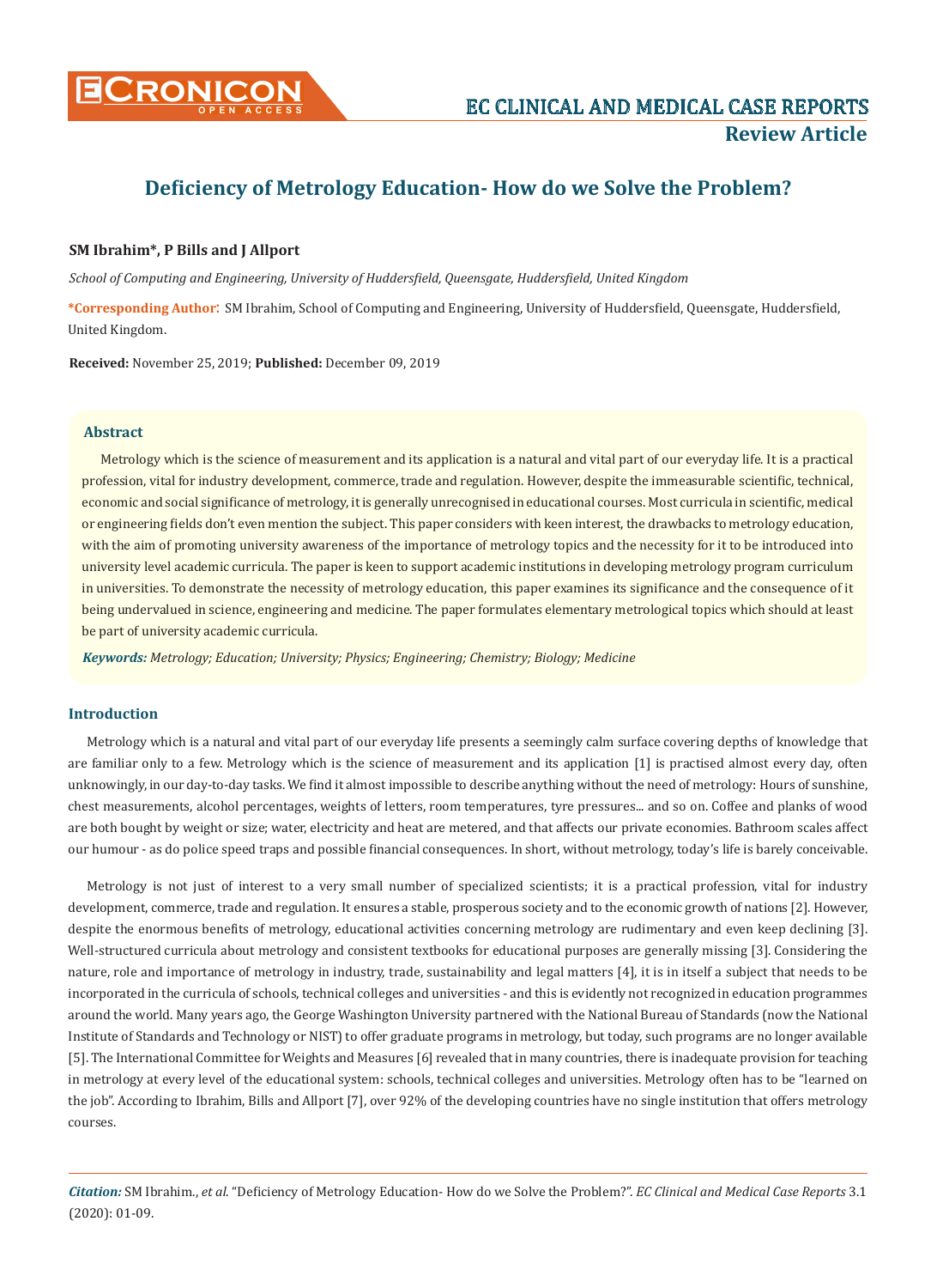# Deficiency of Metrology Education- How do we Solve the Problem?

**SM Ibrahim\*, P Bills and J Allport**

*School of Computing and Engineering, University of Huddersfield, Queensgate, Huddersfield, United Kingdom*

**\*Corresponding Author:** SM Ibrahim, School of Computing and Engineering, University of Huddersfield, Queensgate, Huddersfield, United Kingdom.

**Received:** November 25, 2019; **Published:** December 09, 2019

## Abstract

Metrology which is the science of measurement and its application is a natural and vital part of our everyday life. It is a practical profession, vital for industry development, commerce, trade and regulation. However, despite the immeasurable scientific, technical, economic and social significance of metrology, it is generally unrecognised in educational courses. Most curricula in scientific, medical or engineering fields don't even mention the subject. This paper considers with keen interest, the drawbacks to metrology education, with the aim of promoting university awareness of the importance of metrology topics and the necessity for it to be introduced into university level academic curricula. The paper is keen to support academic institutions in developing metrology program curriculum in universities. To demonstrate the necessity of metrology education, this paper examines its significance and the consequence of it being undervalued in science, engineering and medicine. The paper formulates elementary metrological topics which should at least be part of university academic curricula.

***Keywords:*** *Metrology; Education; University; Physics; Engineering; Chemistry; Biology; Medicine*

## Introduction

Metrology which is a natural and vital part of our everyday life presents a seemingly calm surface covering depths of knowledge that are familiar only to a few. Metrology which is the science of measurement and its application [1] is practised almost every day, often unknowingly, in our day-to-day tasks. We find it almost impossible to describe anything without the need of metrology: Hours of sunshine, chest measurements, alcohol percentages, weights of letters, room temperatures, tyre pressures... and so on. Coffee and planks of wood are both bought by weight or size; water, electricity and heat are metered, and that affects our private economies. Bathroom scales affect our humour - as do police speed traps and possible financial consequences. In short, without metrology, today's life is barely conceivable.

Metrology is not just of interest to a very small number of specialized scientists; it is a practical profession, vital for industry development, commerce, trade and regulation. It ensures a stable, prosperous society and to the economic growth of nations [2]. However, despite the enormous benefits of metrology, educational activities concerning metrology are rudimentary and even keep declining [3]. Well-structured curricula about metrology and consistent textbooks for educational purposes are generally missing [3]. Considering the nature, role and importance of metrology in industry, trade, sustainability and legal matters [4], it is in itself a subject that needs to be incorporated in the curricula of schools, technical colleges and universities - and this is evidently not recognized in education programmes around the world. Many years ago, the George Washington University partnered with the National Bureau of Standards (now the National Institute of Standards and Technology or NIST) to offer graduate programs in metrology, but today, such programs are no longer available [5]. The International Committee for Weights and Measures [6] revealed that in many countries, there is inadequate provision for teaching in metrology at every level of the educational system: schools, technical colleges and universities. Metrology often has to be "learned on the job". According to Ibrahim, Bills and Allport [7], over 92% of the developing countries have no single institution that offers metrology courses.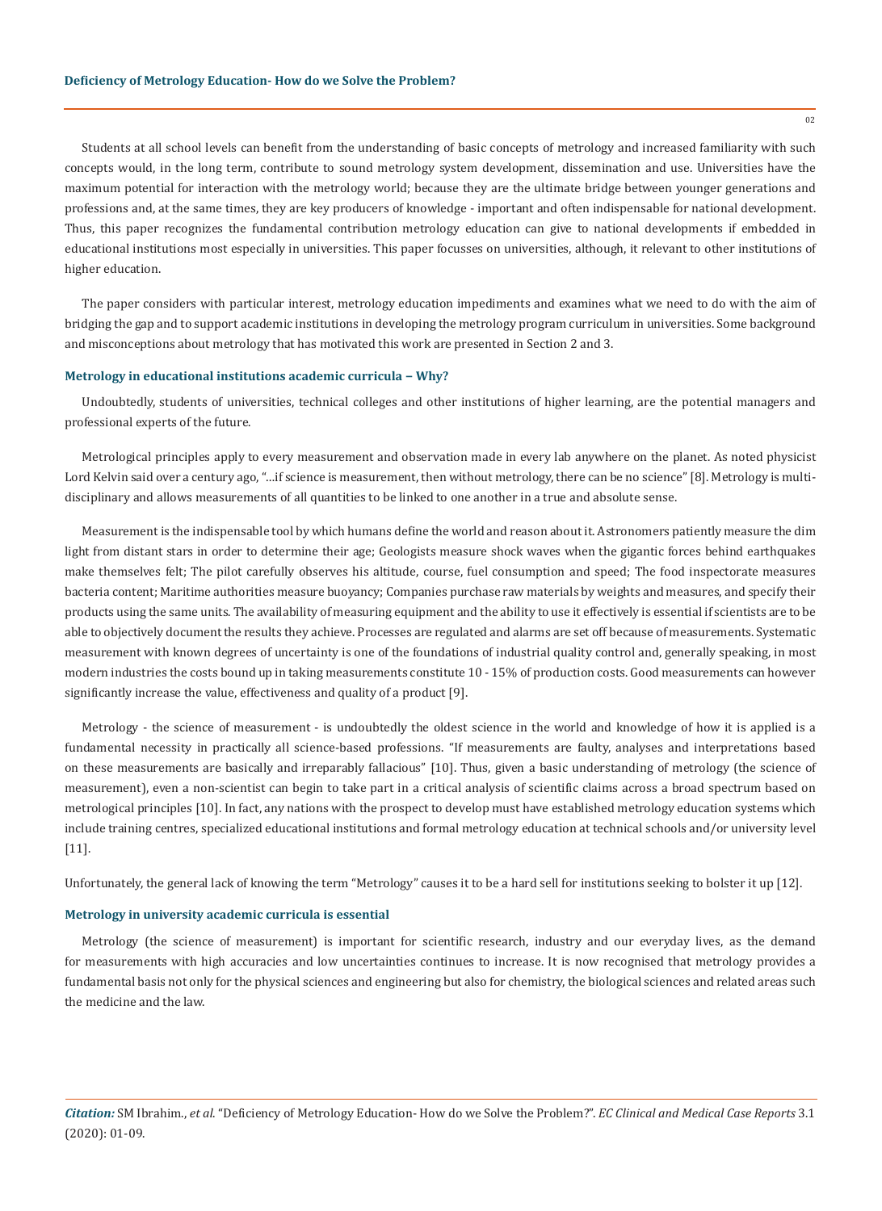Students at all school levels can benefit from the understanding of basic concepts of metrology and increased familiarity with such concepts would, in the long term, contribute to sound metrology system development, dissemination and use. Universities have the maximum potential for interaction with the metrology world; because they are the ultimate bridge between younger generations and professions and, at the same times, they are key producers of knowledge - important and often indispensable for national development. Thus, this paper recognizes the fundamental contribution metrology education can give to national developments if embedded in educational institutions most especially in universities. This paper focusses on universities, although, it relevant to other institutions of higher education.

The paper considers with particular interest, metrology education impediments and examines what we need to do with the aim of bridging the gap and to support academic institutions in developing the metrology program curriculum in universities. Some background and misconceptions about metrology that has motivated this work are presented in Section 2 and 3.

## Metrology in educational institutions academic curricula – Why?

Undoubtedly, students of universities, technical colleges and other institutions of higher learning, are the potential managers and professional experts of the future.

Metrological principles apply to every measurement and observation made in every lab anywhere on the planet. As noted physicist Lord Kelvin said over a century ago, "…if science is measurement, then without metrology, there can be no science" [8]. Metrology is multi-disciplinary and allows measurements of all quantities to be linked to one another in a true and absolute sense.

Measurement is the indispensable tool by which humans define the world and reason about it. Astronomers patiently measure the dim light from distant stars in order to determine their age; Geologists measure shock waves when the gigantic forces behind earthquakes make themselves felt; The pilot carefully observes his altitude, course, fuel consumption and speed; The food inspectorate measures bacteria content; Maritime authorities measure buoyancy; Companies purchase raw materials by weights and measures, and specify their products using the same units. The availability of measuring equipment and the ability to use it effectively is essential if scientists are to be able to objectively document the results they achieve. Processes are regulated and alarms are set off because of measurements. Systematic measurement with known degrees of uncertainty is one of the foundations of industrial quality control and, generally speaking, in most modern industries the costs bound up in taking measurements constitute 10 - 15% of production costs. Good measurements can however significantly increase the value, effectiveness and quality of a product [9].

Metrology - the science of measurement - is undoubtedly the oldest science in the world and knowledge of how it is applied is a fundamental necessity in practically all science-based professions. "If measurements are faulty, analyses and interpretations based on these measurements are basically and irreparably fallacious" [10]. Thus, given a basic understanding of metrology (the science of measurement), even a non-scientist can begin to take part in a critical analysis of scientific claims across a broad spectrum based on metrological principles [10]. In fact, any nations with the prospect to develop must have established metrology education systems which include training centres, specialized educational institutions and formal metrology education at technical schools and/or university level [11].

Unfortunately, the general lack of knowing the term "Metrology" causes it to be a hard sell for institutions seeking to bolster it up [12].

## Metrology in university academic curricula is essential

Metrology (the science of measurement) is important for scientific research, industry and our everyday lives, as the demand for measurements with high accuracies and low uncertainties continues to increase. It is now recognised that metrology provides a fundamental basis not only for the physical sciences and engineering but also for chemistry, the biological sciences and related areas such the medicine and the law.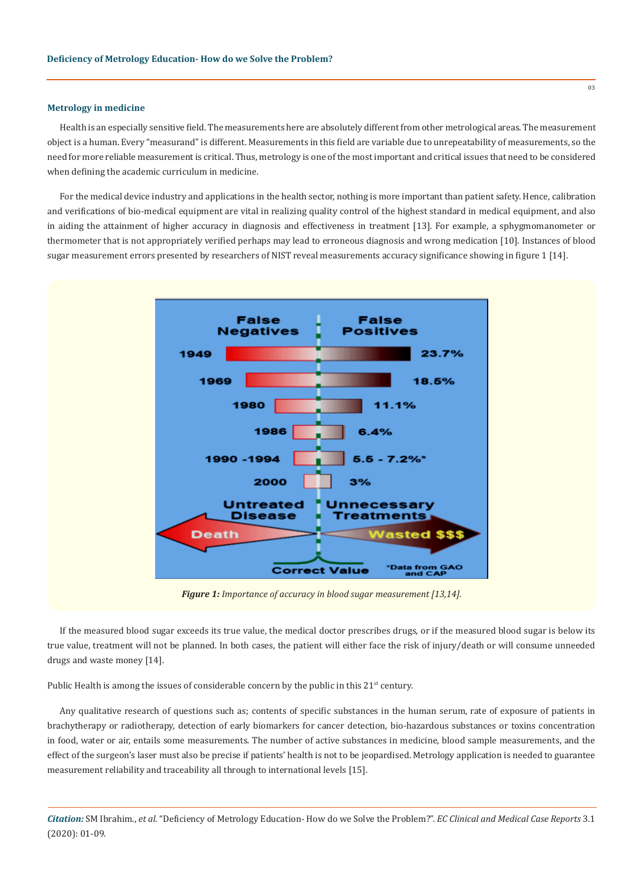### Metrology in medicine

Health is an especially sensitive field. The measurements here are absolutely different from other metrological areas. The measurement object is a human. Every "measurand" is different. Measurements in this field are variable due to unrepeatability of measurements, so the need for more reliable measurement is critical. Thus, metrology is one of the most important and critical issues that need to be considered when defining the academic curriculum in medicine.

For the medical device industry and applications in the health sector, nothing is more important than patient safety. Hence, calibration and verifications of bio-medical equipment are vital in realizing quality control of the highest standard in medical equipment, and also in aiding the attainment of higher accuracy in diagnosis and effectiveness in treatment [13]. For example, a sphygmomanometer or thermometer that is not appropriately verified perhaps may lead to erroneous diagnosis and wrong medication [10]. Instances of blood sugar measurement errors presented by researchers of NIST reveal measurements accuracy significance showing in figure 1 [14].

***Figure 1:*** *Importance of accuracy in blood sugar measurement [13,14].*

If the measured blood sugar exceeds its true value, the medical doctor prescribes drugs, or if the measured blood sugar is below its true value, treatment will not be planned. In both cases, the patient will either face the risk of injury/death or will consume unneeded drugs and waste money [14].

Public Health is among the issues of considerable concern by the public in this 21st century.

Any qualitative research of questions such as; contents of specific substances in the human serum, rate of exposure of patients in brachytherapy or radiotherapy, detection of early biomarkers for cancer detection, bio-hazardous substances or toxins concentration in food, water or air, entails some measurements. The number of active substances in medicine, blood sample measurements, and the effect of the surgeon's laser must also be precise if patients' health is not to be jeopardised. Metrology application is needed to guarantee measurement reliability and traceability all through to international levels [15].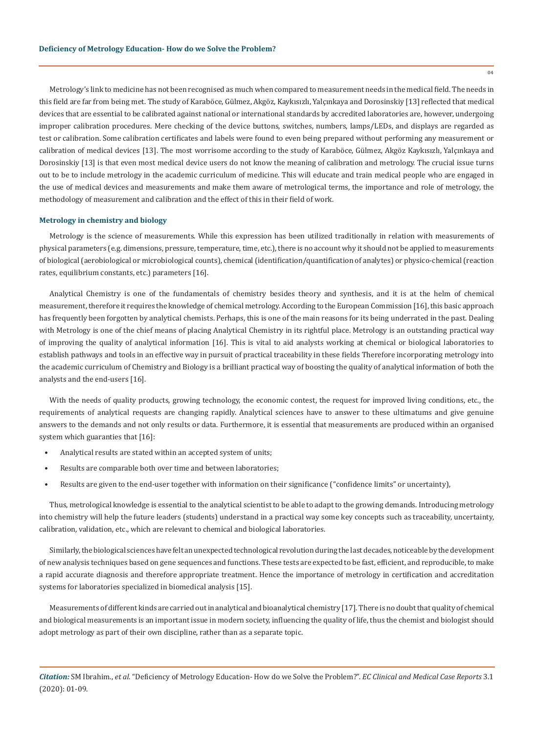Metrology's link to medicine has not been recognised as much when compared to measurement needs in the medical field. The needs in this field are far from being met. The study of Karaböce, Gülmez, Akgöz, Kaykısızlı, Yalçınkaya and Dorosinskiy [13] reflected that medical devices that are essential to be calibrated against national or international standards by accredited laboratories are, however, undergoing improper calibration procedures. Mere checking of the device buttons, switches, numbers, lamps/LEDs, and displays are regarded as test or calibration. Some calibration certificates and labels were found to even being prepared without performing any measurement or calibration of medical devices [13]. The most worrisome according to the study of Karaböce, Gülmez, Akgöz Kaykısızlı, Yalçınkaya and Dorosinskiy [13] is that even most medical device users do not know the meaning of calibration and metrology. The crucial issue turns out to be to include metrology in the academic curriculum of medicine. This will educate and train medical people who are engaged in the use of medical devices and measurements and make them aware of metrological terms, the importance and role of metrology, the methodology of measurement and calibration and the effect of this in their field of work.

### Metrology in chemistry and biology

Metrology is the science of measurements. While this expression has been utilized traditionally in relation with measurements of physical parameters (e.g. dimensions, pressure, temperature, time, etc.), there is no account why it should not be applied to measurements of biological (aerobiological or microbiological counts), chemical (identification/quantification of analytes) or physico-chemical (reaction rates, equilibrium constants, etc.) parameters [16].

Analytical Chemistry is one of the fundamentals of chemistry besides theory and synthesis, and it is at the helm of chemical measurement, therefore it requires the knowledge of chemical metrology. According to the European Commission [16], this basic approach has frequently been forgotten by analytical chemists. Perhaps, this is one of the main reasons for its being underrated in the past. Dealing with Metrology is one of the chief means of placing Analytical Chemistry in its rightful place. Metrology is an outstanding practical way of improving the quality of analytical information [16]. This is vital to aid analysts working at chemical or biological laboratories to establish pathways and tools in an effective way in pursuit of practical traceability in these fields Therefore incorporating metrology into the academic curriculum of Chemistry and Biology is a brilliant practical way of boosting the quality of analytical information of both the analysts and the end-users [16].

With the needs of quality products, growing technology, the economic contest, the request for improved living conditions, etc., the requirements of analytical requests are changing rapidly. Analytical sciences have to answer to these ultimatums and give genuine answers to the demands and not only results or data. Furthermore, it is essential that measurements are produced within an organised system which guaranties that [16]:

- Analytical results are stated within an accepted system of units;
- Results are comparable both over time and between laboratories;
- Results are given to the end-user together with information on their significance ("confidence limits" or uncertainty),

Thus, metrological knowledge is essential to the analytical scientist to be able to adapt to the growing demands. Introducing metrology into chemistry will help the future leaders (students) understand in a practical way some key concepts such as traceability, uncertainty, calibration, validation, etc., which are relevant to chemical and biological laboratories.

Similarly, the biological sciences have felt an unexpected technological revolution during the last decades, noticeable by the development of new analysis techniques based on gene sequences and functions. These tests are expected to be fast, efficient, and reproducible, to make a rapid accurate diagnosis and therefore appropriate treatment. Hence the importance of metrology in certification and accreditation systems for laboratories specialized in biomedical analysis [15].

Measurements of different kinds are carried out in analytical and bioanalytical chemistry [17]. There is no doubt that quality of chemical and biological measurements is an important issue in modern society, influencing the quality of life, thus the chemist and biologist should adopt metrology as part of their own discipline, rather than as a separate topic.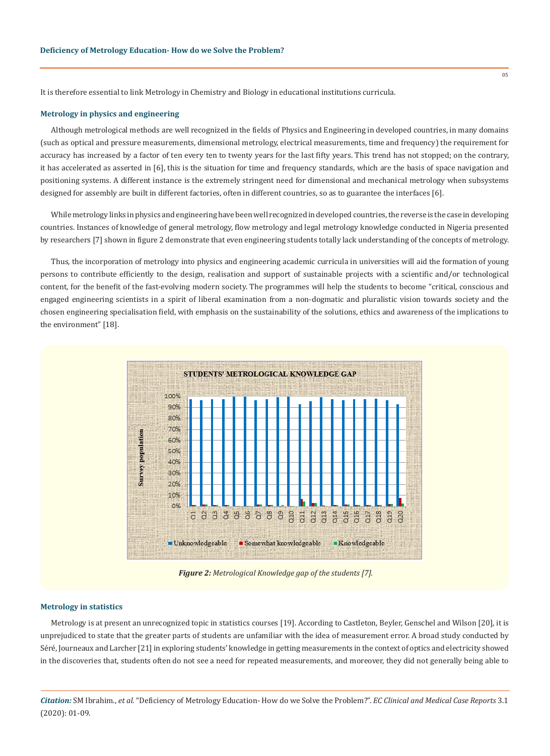It is therefore essential to link Metrology in Chemistry and Biology in educational institutions curricula.

### Metrology in physics and engineering

Although metrological methods are well recognized in the fields of Physics and Engineering in developed countries, in many domains (such as optical and pressure measurements, dimensional metrology, electrical measurements, time and frequency) the requirement for accuracy has increased by a factor of ten every ten to twenty years for the last fifty years. This trend has not stopped; on the contrary, it has accelerated as asserted in [6], this is the situation for time and frequency standards, which are the basis of space navigation and positioning systems. A different instance is the extremely stringent need for dimensional and mechanical metrology when subsystems designed for assembly are built in different factories, often in different countries, so as to guarantee the interfaces [6].

While metrology links in physics and engineering have been well recognized in developed countries, the reverse is the case in developing countries. Instances of knowledge of general metrology, flow metrology and legal metrology knowledge conducted in Nigeria presented by researchers [7] shown in figure 2 demonstrate that even engineering students totally lack understanding of the concepts of metrology.

Thus, the incorporation of metrology into physics and engineering academic curricula in universities will aid the formation of young persons to contribute efficiently to the design, realisation and support of sustainable projects with a scientific and/or technological content, for the benefit of the fast-evolving modern society. The programmes will help the students to become "critical, conscious and engaged engineering scientists in a spirit of liberal examination from a non-dogmatic and pluralistic vision towards society and the chosen engineering specialisation field, with emphasis on the sustainability of the solutions, ethics and awareness of the implications to the environment" [18].

*Figure 2: Metrological Knowledge gap of the students [7].*

### Metrology in statistics

Metrology is at present an unrecognized topic in statistics courses [19]. According to Castleton, Beyler, Genschel and Wilson [20], it is unprejudiced to state that the greater parts of students are unfamiliar with the idea of measurement error. A broad study conducted by Séré, Journeaux and Larcher [21] in exploring students' knowledge in getting measurements in the context of optics and electricity showed in the discoveries that, students often do not see a need for repeated measurements, and moreover, they did not generally being able to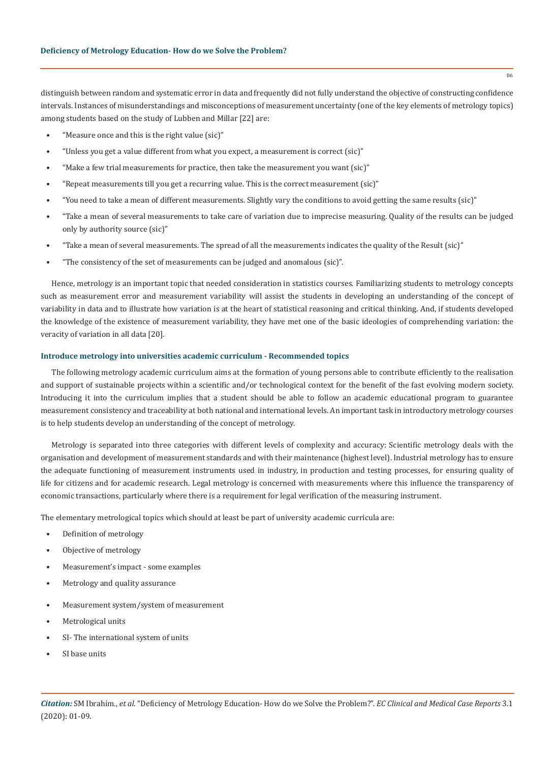distinguish between random and systematic error in data and frequently did not fully understand the objective of constructing confidence intervals. Instances of misunderstandings and misconceptions of measurement uncertainty (one of the key elements of metrology topics) among students based on the study of Lubben and Millar [22] are:

- "Measure once and this is the right value (sic)"
- "Unless you get a value different from what you expect, a measurement is correct (sic)"
- "Make a few trial measurements for practice, then take the measurement you want (sic)"
- "Repeat measurements till you get a recurring value. This is the correct measurement (sic)"
- "You need to take a mean of different measurements. Slightly vary the conditions to avoid getting the same results (sic)"
- "Take a mean of several measurements to take care of variation due to imprecise measuring. Quality of the results can be judged only by authority source (sic)"
- "Take a mean of several measurements. The spread of all the measurements indicates the quality of the Result (sic)"
- "The consistency of the set of measurements can be judged and anomalous (sic)".

Hence, metrology is an important topic that needed consideration in statistics courses. Familiarizing students to metrology concepts such as measurement error and measurement variability will assist the students in developing an understanding of the concept of variability in data and to illustrate how variation is at the heart of statistical reasoning and critical thinking. And, if students developed the knowledge of the existence of measurement variability, they have met one of the basic ideologies of comprehending variation: the veracity of variation in all data [20].

### Introduce metrology into universities academic curriculum - Recommended topics

The following metrology academic curriculum aims at the formation of young persons able to contribute efficiently to the realisation and support of sustainable projects within a scientific and/or technological context for the benefit of the fast evolving modern society. Introducing it into the curriculum implies that a student should be able to follow an academic educational program to guarantee measurement consistency and traceability at both national and international levels. An important task in introductory metrology courses is to help students develop an understanding of the concept of metrology.

Metrology is separated into three categories with different levels of complexity and accuracy: Scientific metrology deals with the organisation and development of measurement standards and with their maintenance (highest level). Industrial metrology has to ensure the adequate functioning of measurement instruments used in industry, in production and testing processes, for ensuring quality of life for citizens and for academic research. Legal metrology is concerned with measurements where this influence the transparency of economic transactions, particularly where there is a requirement for legal verification of the measuring instrument.

The elementary metrological topics which should at least be part of university academic curricula are:

- Definition of metrology
- Objective of metrology
- Measurement's impact - some examples
- Metrology and quality assurance
- Measurement system/system of measurement
- Metrological units
- SI- The international system of units
- SI base units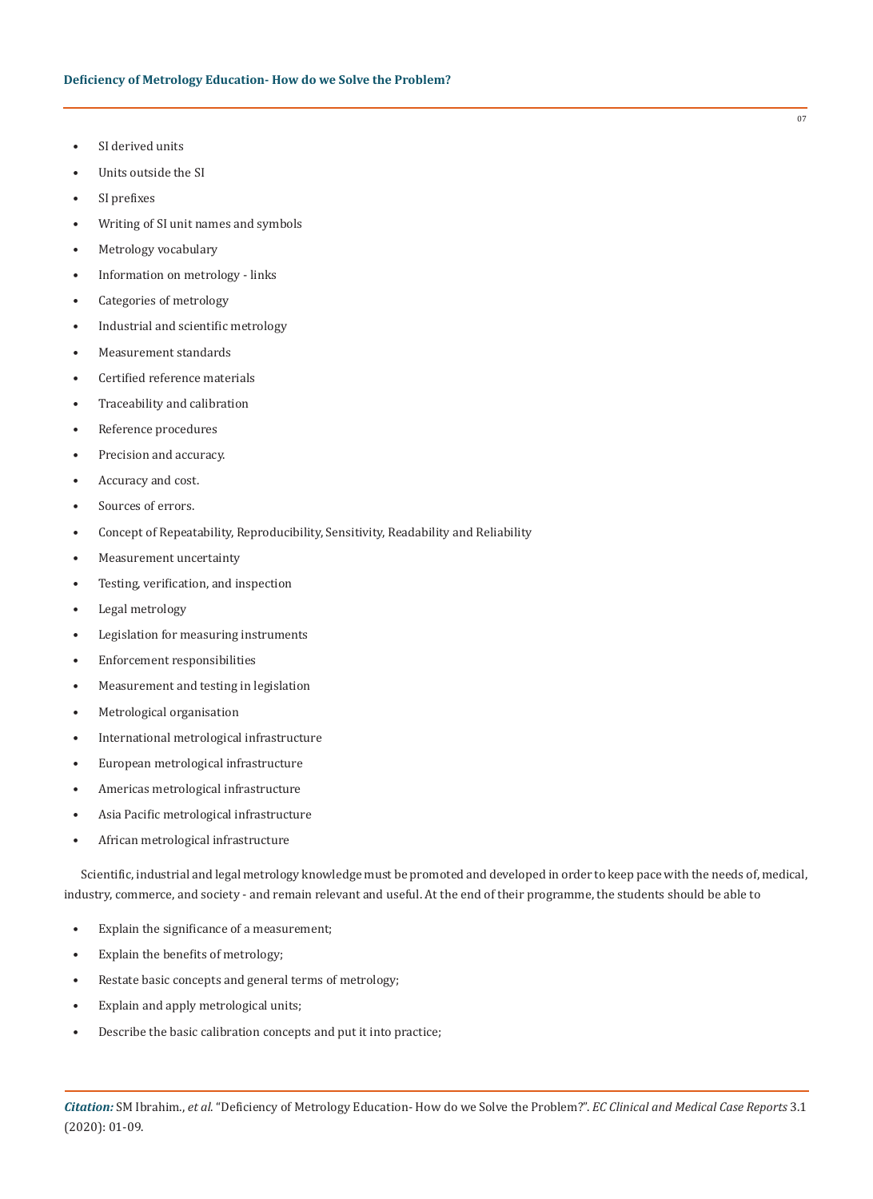- SI derived units
- Units outside the SI
- SI prefixes
- Writing of SI unit names and symbols
- Metrology vocabulary
- Information on metrology - links
- Categories of metrology
- Industrial and scientific metrology
- Measurement standards
- Certified reference materials
- Traceability and calibration
- Reference procedures
- Precision and accuracy.
- Accuracy and cost.
- Sources of errors.
- Concept of Repeatability, Reproducibility, Sensitivity, Readability and Reliability
- Measurement uncertainty
- Testing, verification, and inspection
- Legal metrology
- Legislation for measuring instruments
- Enforcement responsibilities
- Measurement and testing in legislation
- Metrological organisation
- International metrological infrastructure
- European metrological infrastructure
- Americas metrological infrastructure
- Asia Pacific metrological infrastructure
- African metrological infrastructure

Scientific, industrial and legal metrology knowledge must be promoted and developed in order to keep pace with the needs of, medical, industry, commerce, and society - and remain relevant and useful. At the end of their programme, the students should be able to

- Explain the significance of a measurement;
- Explain the benefits of metrology;
- Restate basic concepts and general terms of metrology;
- Explain and apply metrological units;
- Describe the basic calibration concepts and put it into practice;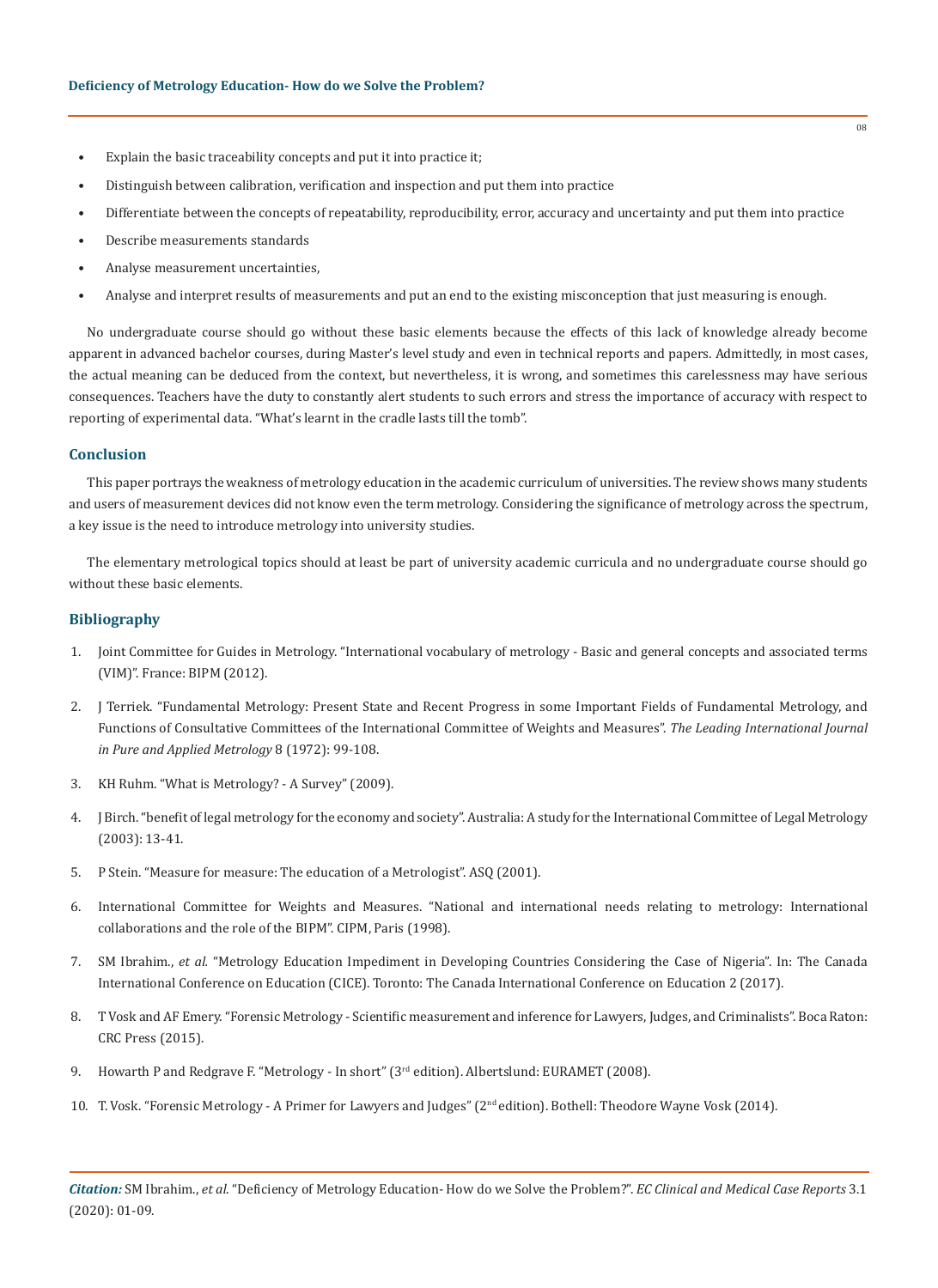- Explain the basic traceability concepts and put it into practice it;
- Distinguish between calibration, verification and inspection and put them into practice
- Differentiate between the concepts of repeatability, reproducibility, error, accuracy and uncertainty and put them into practice
- Describe measurements standards
- Analyse measurement uncertainties,
- Analyse and interpret results of measurements and put an end to the existing misconception that just measuring is enough.

No undergraduate course should go without these basic elements because the effects of this lack of knowledge already become apparent in advanced bachelor courses, during Master's level study and even in technical reports and papers. Admittedly, in most cases, the actual meaning can be deduced from the context, but nevertheless, it is wrong, and sometimes this carelessness may have serious consequences. Teachers have the duty to constantly alert students to such errors and stress the importance of accuracy with respect to reporting of experimental data. "What's learnt in the cradle lasts till the tomb".

## Conclusion

This paper portrays the weakness of metrology education in the academic curriculum of universities. The review shows many students and users of measurement devices did not know even the term metrology. Considering the significance of metrology across the spectrum, a key issue is the need to introduce metrology into university studies.

The elementary metrological topics should at least be part of university academic curricula and no undergraduate course should go without these basic elements.

## Bibliography

1. Joint Committee for Guides in Metrology. "International vocabulary of metrology - Basic and general concepts and associated terms (VIM)". France: BIPM (2012).
2. J Terriek. "Fundamental Metrology: Present State and Recent Progress in some Important Fields of Fundamental Metrology, and Functions of Consultative Committees of the International Committee of Weights and Measures". *The Leading International Journal in Pure and Applied Metrology* 8 (1972): 99-108.
3. KH Ruhm. "What is Metrology? - A Survey" (2009).
4. J Birch. "benefit of legal metrology for the economy and society". Australia: A study for the International Committee of Legal Metrology (2003): 13-41.
5. P Stein. "Measure for measure: The education of a Metrologist". ASQ (2001).
6. International Committee for Weights and Measures. "National and international needs relating to metrology: International collaborations and the role of the BIPM". CIPM, Paris (1998).
7. SM Ibrahim., *et al.* "Metrology Education Impediment in Developing Countries Considering the Case of Nigeria". In: The Canada International Conference on Education (CICE). Toronto: The Canada International Conference on Education 2 (2017).
8. T Vosk and AF Emery. "Forensic Metrology - Scientific measurement and inference for Lawyers, Judges, and Criminalists". Boca Raton: CRC Press (2015).
9. Howarth P and Redgrave F. "Metrology - In short" (3rd edition). Albertslund: EURAMET (2008).
10. T. Vosk. "Forensic Metrology - A Primer for Lawyers and Judges" (2nd edition). Bothell: Theodore Wayne Vosk (2014).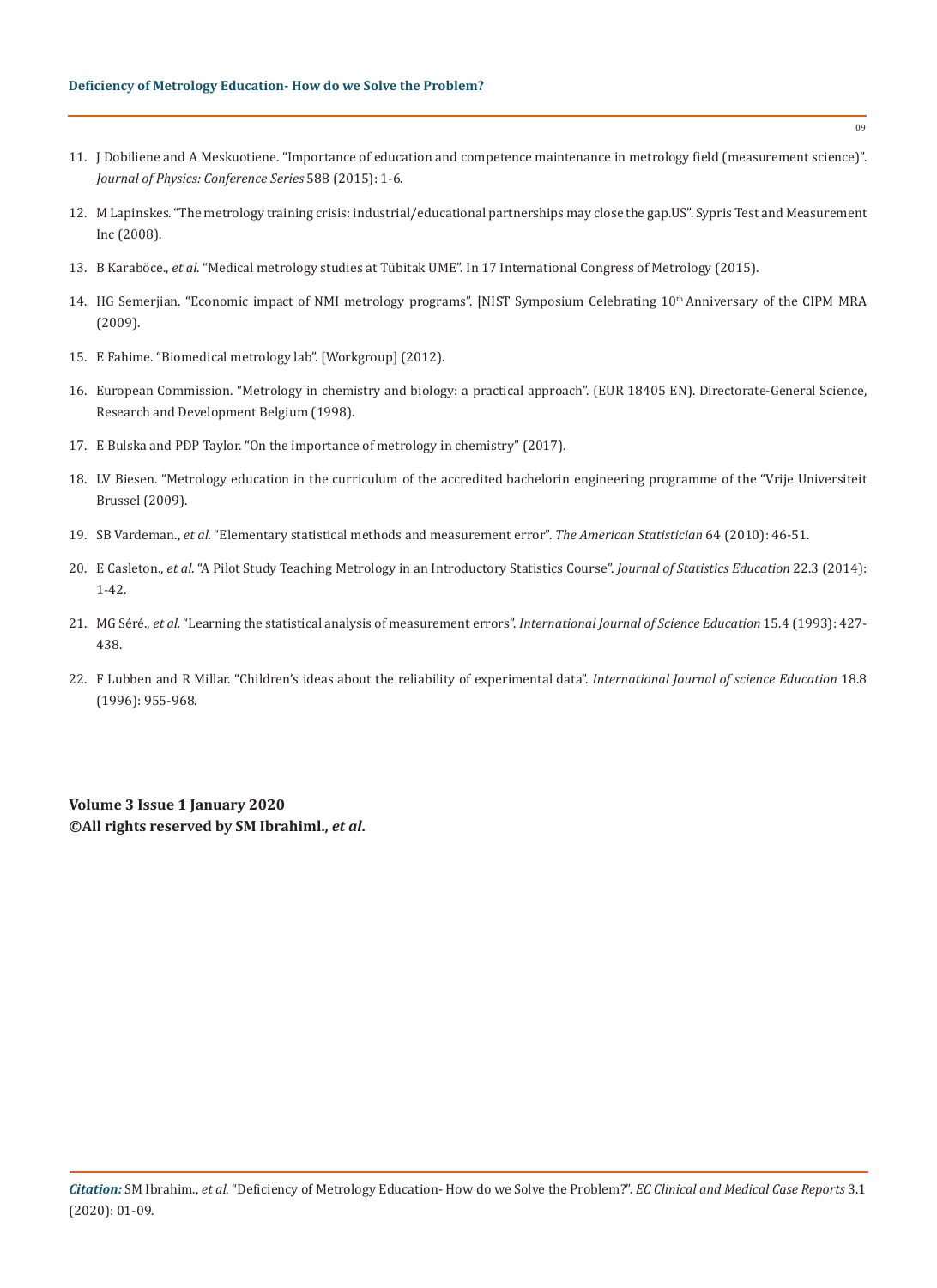11. J Dobiliene and A Meskuotiene. "Importance of education and competence maintenance in metrology field (measurement science)". *Journal of Physics: Conference Series* 588 (2015): 1-6.

12. M Lapinskes. "The metrology training crisis: industrial/educational partnerships may close the gap.US". Sypris Test and Measurement Inc (2008).

13. B Karaböce., *et al*. "Medical metrology studies at Tübitak UME". In 17 International Congress of Metrology (2015).

14. HG Semerjian. "Economic impact of NMI metrology programs". [NIST Symposium Celebrating 10th Anniversary of the CIPM MRA (2009).

15. E Fahime. "Biomedical metrology lab". [Workgroup] (2012).

16. European Commission. "Metrology in chemistry and biology: a practical approach". (EUR 18405 EN). Directorate-General Science, Research and Development Belgium (1998).

17. E Bulska and PDP Taylor. "On the importance of metrology in chemistry" (2017).

18. LV Biesen. "Metrology education in the curriculum of the accredited bachelorin engineering programme of the "Vrije Universiteit Brussel (2009).

19. SB Vardeman., *et al.* "Elementary statistical methods and measurement error". *The American Statistician* 64 (2010): 46-51.

20. E Casleton., *et al.* "A Pilot Study Teaching Metrology in an Introductory Statistics Course". *Journal of Statistics Education* 22.3 (2014): 1-42.

21. MG Séré., *et al.* "Learning the statistical analysis of measurement errors". *International Journal of Science Education* 15.4 (1993): 427-438.

22. F Lubben and R Millar. "Children's ideas about the reliability of experimental data". *International Journal of science Education* 18.8 (1996): 955-968.

**Volume 3 Issue 1 January 2020**
**©All rights reserved by SM Ibrahiml., *et al*.**